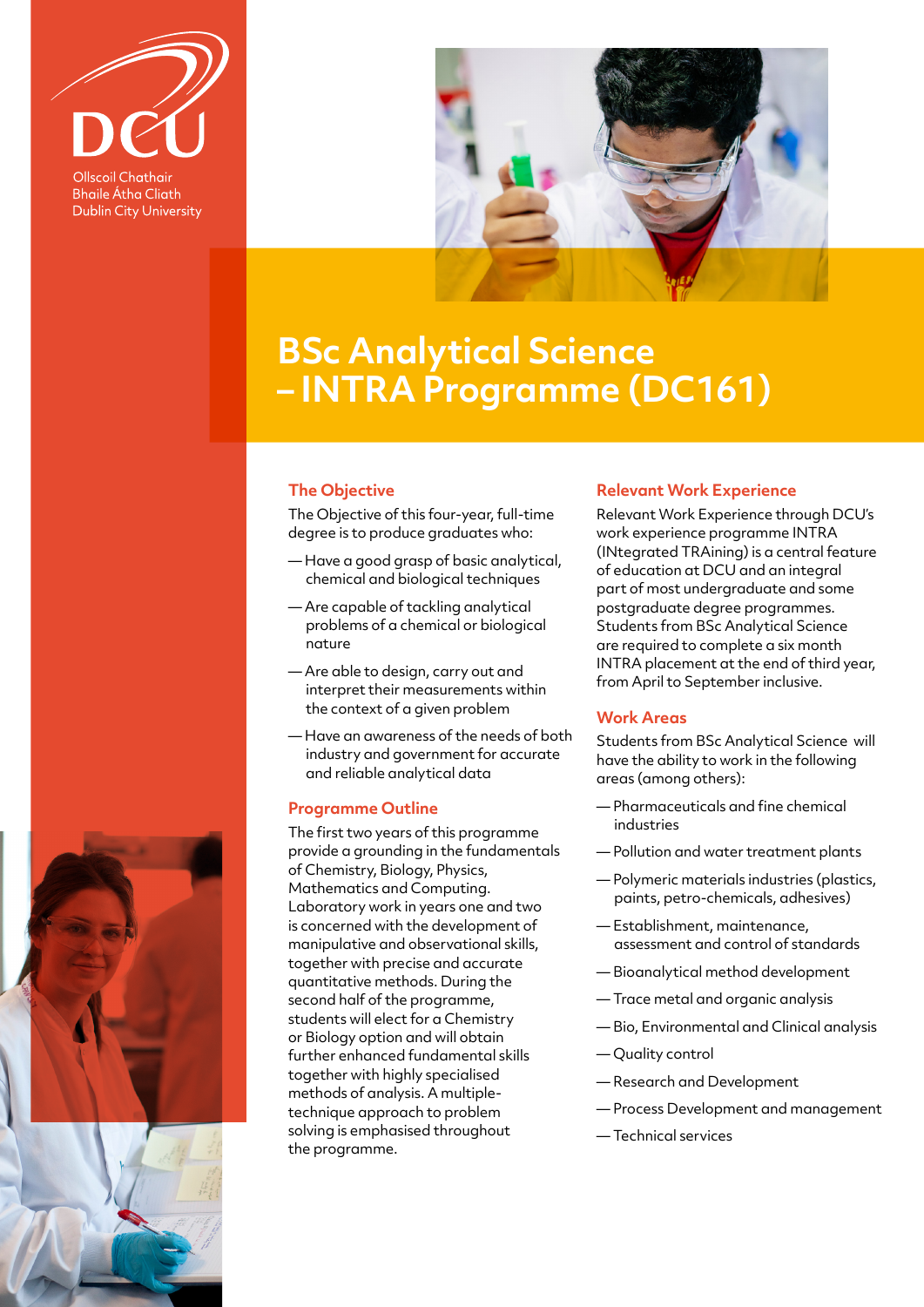DCU

Ollscoil Chathair Bhaile Átha Cliath
Dublin City University

# BSc Analytical Science – INTRA Programme (DC161)

## The Objective

The Objective of this four-year, full-time degree is to produce graduates who:

- Have a good grasp of basic analytical, chemical and biological techniques
- Are capable of tackling analytical problems of a chemical or biological nature
- Are able to design, carry out and interpret their measurements within the context of a given problem
- Have an awareness of the needs of both industry and government for accurate and reliable analytical data

## Programme Outline

The first two years of this programme provide a grounding in the fundamentals of Chemistry, Biology, Physics, Mathematics and Computing. Laboratory work in years one and two is concerned with the development of manipulative and observational skills, together with precise and accurate quantitative methods. During the second half of the programme, students will elect for a Chemistry or Biology option and will obtain further enhanced fundamental skills together with highly specialised methods of analysis. A multiple-technique approach to problem solving is emphasised throughout the programme.

## Relevant Work Experience

Relevant Work Experience through DCU's work experience programme INTRA (INtegrated TRAining) is a central feature of education at DCU and an integral part of most undergraduate and some postgraduate degree programmes. Students from BSc Analytical Science are required to complete a six month INTRA placement at the end of third year, from April to September inclusive.

## Work Areas

Students from BSc Analytical Science will have the ability to work in the following areas (among others):

- Pharmaceuticals and fine chemical industries
- Pollution and water treatment plants
- Polymeric materials industries (plastics, paints, petro-chemicals, adhesives)
- Establishment, maintenance, assessment and control of standards
- Bioanalytical method development
- Trace metal and organic analysis
- Bio, Environmental and Clinical analysis
- Quality control
- Research and Development
- Process Development and management
- Technical services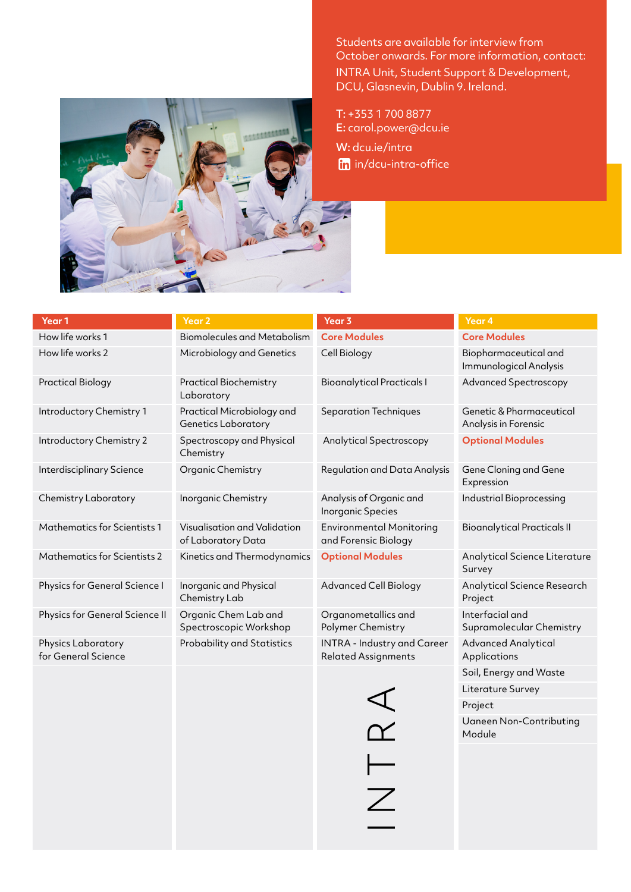Students are available for interview from October onwards. For more information, contact:
INTRA Unit, Student Support & Development, DCU, Glasnevin, Dublin 9. Ireland.

**T:** +353 1 700 8877
**E:** carol.power@dcu.ie
**W:** dcu.ie/intra
in/dcu-intra-office

| Year 1 | Year 2 | Year 3 | Year 4 |
|---|---|---|---|
| How life works 1 | Biomolecules and Metabolism | **Core Modules** | **Core Modules** |
| How life works 2 | Microbiology and Genetics | Cell Biology | Biopharmaceutical and Immunological Analysis |
| Practical Biology | Practical Biochemistry Laboratory | Bioanalytical Practicals I | Advanced Spectroscopy |
| Introductory Chemistry 1 | Practical Microbiology and Genetics Laboratory | Separation Techniques | Genetic & Pharmaceutical Analysis in Forensic |
| Introductory Chemistry 2 | Spectroscopy and Physical Chemistry | Analytical Spectroscopy | **Optional Modules** |
| Interdisciplinary Science | Organic Chemistry | Regulation and Data Analysis | Gene Cloning and Gene Expression |
| Chemistry Laboratory | Inorganic Chemistry | Analysis of Organic and Inorganic Species | Industrial Bioprocessing |
| Mathematics for Scientists 1 | Visualisation and Validation of Laboratory Data | Environmental Monitoring and Forensic Biology | Bioanalytical Practicals II |
| Mathematics for Scientists 2 | Kinetics and Thermodynamics | **Optional Modules** | Analytical Science Literature Survey |
| Physics for General Science I | Inorganic and Physical Chemistry Lab | Advanced Cell Biology | Analytical Science Research Project |
| Physics for General Science II | Organic Chem Lab and Spectroscopic Workshop | Organometallics and Polymer Chemistry | Interfacial and Supramolecular Chemistry |
| Physics Laboratory for General Science | Probability and Statistics | INTRA - Industry and Career Related Assignments | Advanced Analytical Applications |
| | | INTRA | Soil, Energy and Waste |
| | | | Literature Survey |
| | | | Project |
| | | | Uaneen Non-Contributing Module |